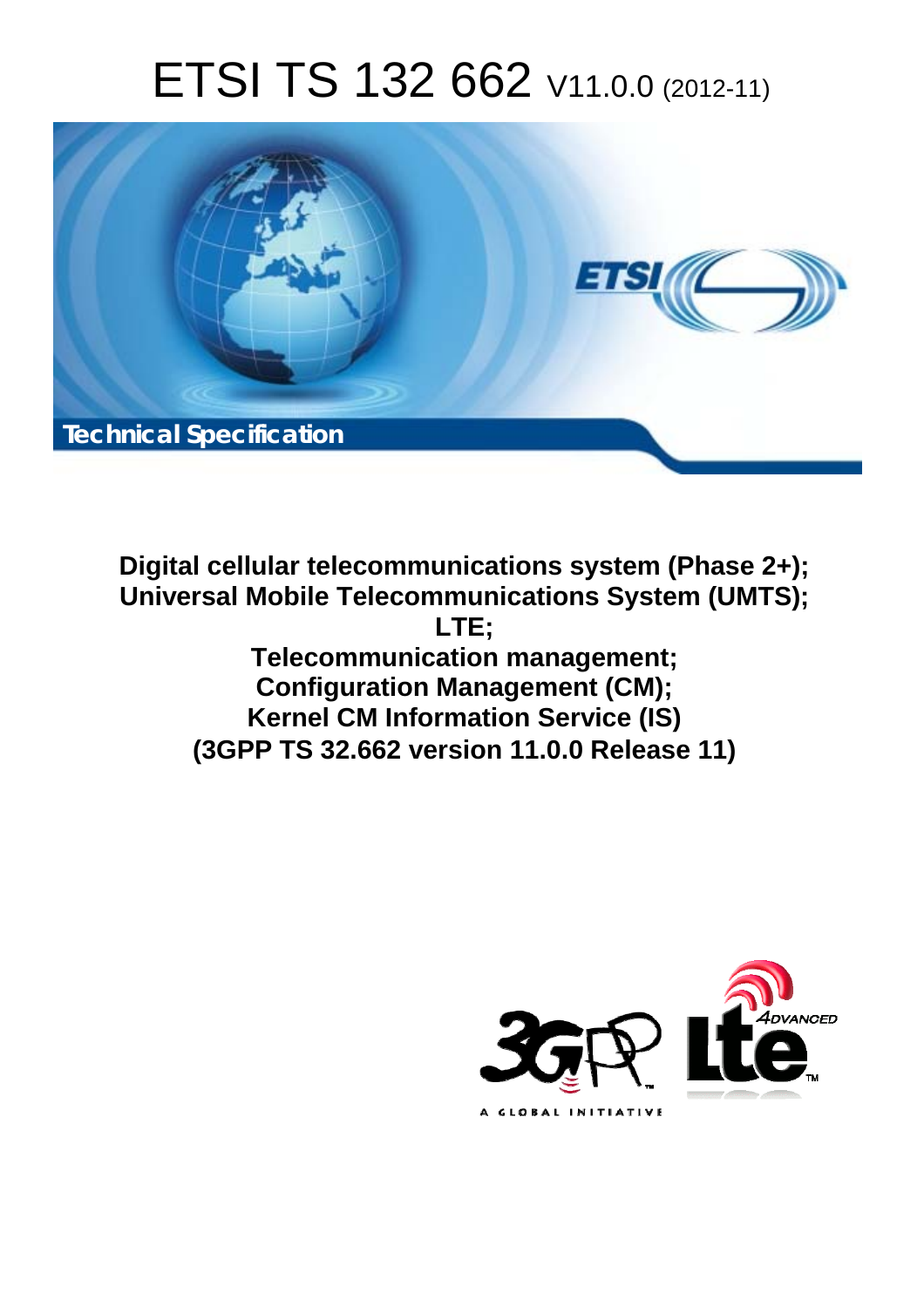# ETSI TS 132 662 V11.0.0 (2012-11)

Technical Specification

**Digital cellular telecommunications system (Phase 2+);
Universal Mobile Telecommunications System (UMTS);
LTE;
Telecommunication management;
Configuration Management (CM);
Kernel CM Information Service (IS)
(3GPP TS 32.662 version 11.0.0 Release 11)**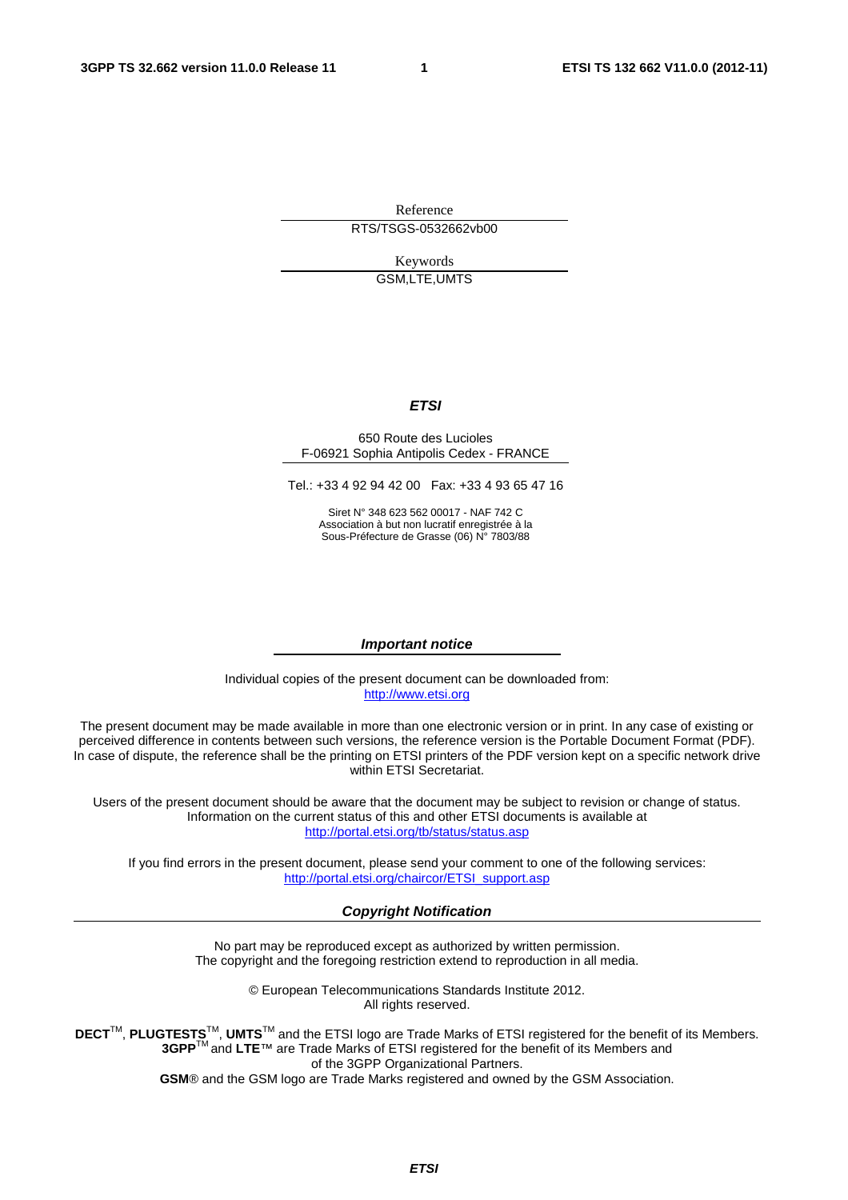Reference

RTS/TSGS-0532662vb00

Keywords

GSM,LTE,UMTS

***ETSI***

650 Route des Lucioles
F-06921 Sophia Antipolis Cedex - FRANCE

Tel.: +33 4 92 94 42 00 Fax: +33 4 93 65 47 16

Siret N° 348 623 562 00017 - NAF 742 C
Association à but non lucratif enregistrée à la
Sous-Préfecture de Grasse (06) N° 7803/88

***Important notice***

Individual copies of the present document can be downloaded from:
http://www.etsi.org

The present document may be made available in more than one electronic version or in print. In any case of existing or perceived difference in contents between such versions, the reference version is the Portable Document Format (PDF). In case of dispute, the reference shall be the printing on ETSI printers of the PDF version kept on a specific network drive within ETSI Secretariat.

Users of the present document should be aware that the document may be subject to revision or change of status. Information on the current status of this and other ETSI documents is available at
http://portal.etsi.org/tb/status/status.asp

If you find errors in the present document, please send your comment to one of the following services:
http://portal.etsi.org/chaircor/ETSI_support.asp

***Copyright Notification***

No part may be reproduced except as authorized by written permission.
The copyright and the foregoing restriction extend to reproduction in all media.

© European Telecommunications Standards Institute 2012.
All rights reserved.

**DECT**TM, **PLUGTESTS**TM, **UMTS**TM and the ETSI logo are Trade Marks of ETSI registered for the benefit of its Members.
**3GPP**TM and **LTE**™ are Trade Marks of ETSI registered for the benefit of its Members and of the 3GPP Organizational Partners.
**GSM**® and the GSM logo are Trade Marks registered and owned by the GSM Association.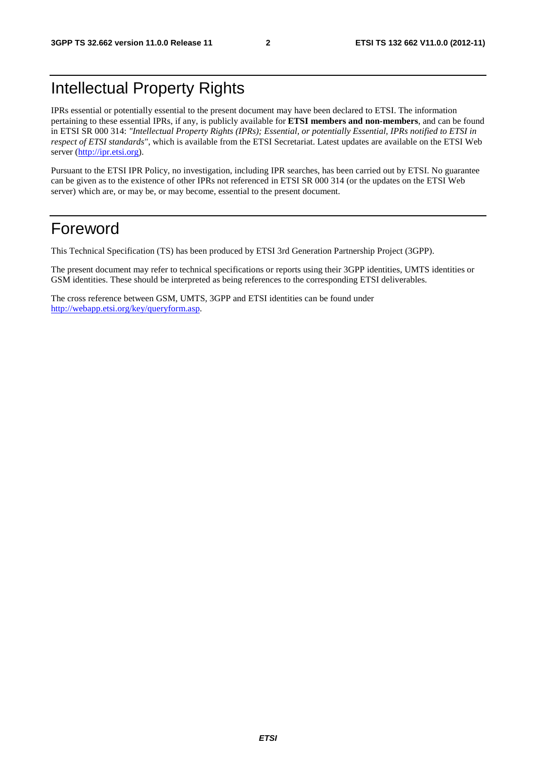# Intellectual Property Rights

IPRs essential or potentially essential to the present document may have been declared to ETSI. The information pertaining to these essential IPRs, if any, is publicly available for **ETSI members and non-members**, and can be found in ETSI SR 000 314: *"Intellectual Property Rights (IPRs); Essential, or potentially Essential, IPRs notified to ETSI in respect of ETSI standards"*, which is available from the ETSI Secretariat. Latest updates are available on the ETSI Web server (http://ipr.etsi.org).

Pursuant to the ETSI IPR Policy, no investigation, including IPR searches, has been carried out by ETSI. No guarantee can be given as to the existence of other IPRs not referenced in ETSI SR 000 314 (or the updates on the ETSI Web server) which are, or may be, or may become, essential to the present document.

# Foreword

This Technical Specification (TS) has been produced by ETSI 3rd Generation Partnership Project (3GPP).

The present document may refer to technical specifications or reports using their 3GPP identities, UMTS identities or GSM identities. These should be interpreted as being references to the corresponding ETSI deliverables.

The cross reference between GSM, UMTS, 3GPP and ETSI identities can be found under http://webapp.etsi.org/key/queryform.asp.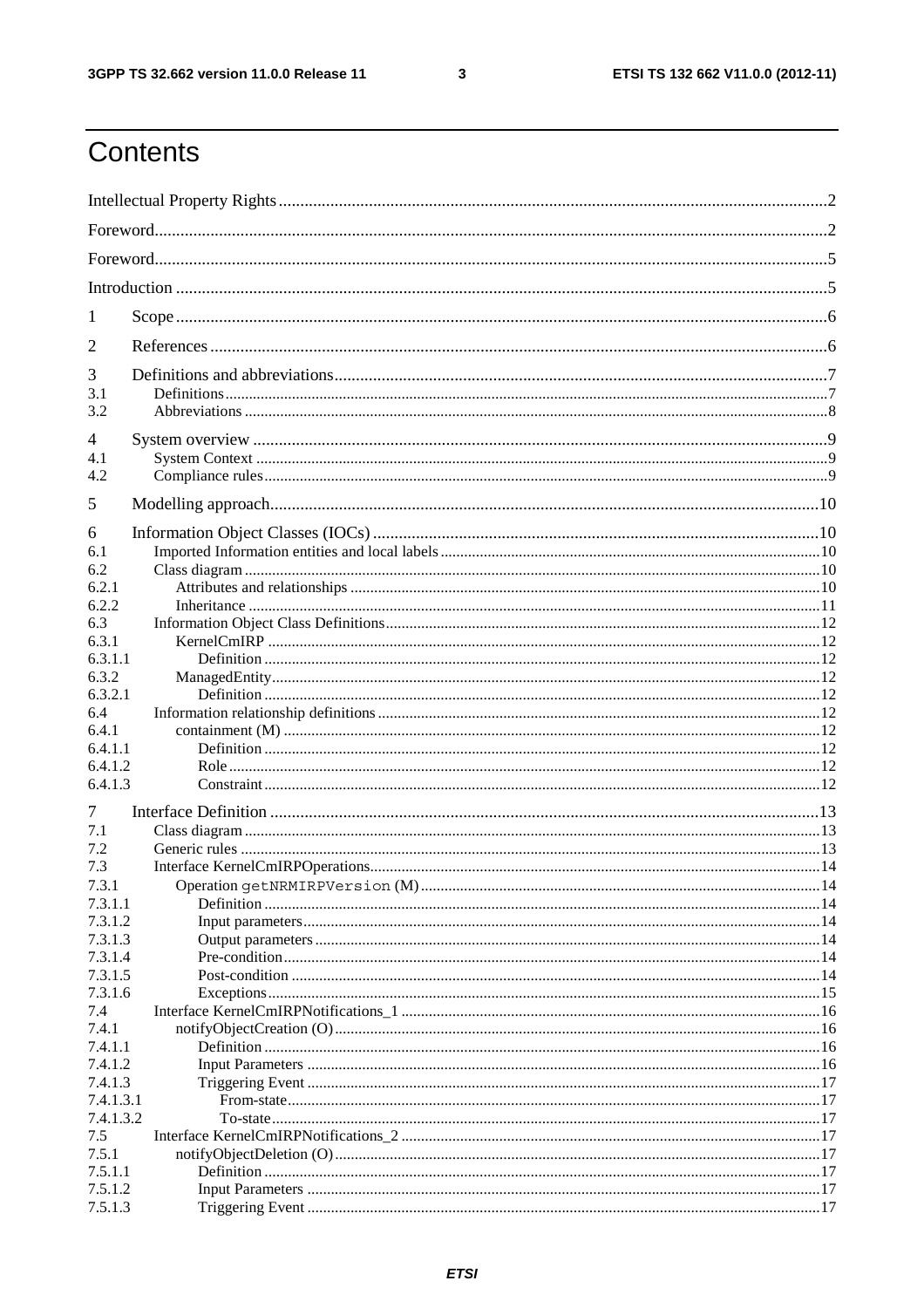# Contents

Intellectual Property Rights ..... 2

Foreword ..... 2

Foreword ..... 5

Introduction ..... 5

1 Scope ..... 6

2 References ..... 6

3 Definitions and abbreviations ..... 7
3.1 Definitions ..... 7
3.2 Abbreviations ..... 8

4 System overview ..... 9
4.1 System Context ..... 9
4.2 Compliance rules ..... 9

5 Modelling approach ..... 10

6 Information Object Classes (IOCs) ..... 10
6.1 Imported Information entities and local labels ..... 10
6.2 Class diagram ..... 10
6.2.1 Attributes and relationships ..... 10
6.2.2 Inheritance ..... 11
6.3 Information Object Class Definitions ..... 12
6.3.1 KernelCmIRP ..... 12
6.3.1.1 Definition ..... 12
6.3.2 ManagedEntity ..... 12
6.3.2.1 Definition ..... 12
6.4 Information relationship definitions ..... 12
6.4.1 containment (M) ..... 12
6.4.1.1 Definition ..... 12
6.4.1.2 Role ..... 12
6.4.1.3 Constraint ..... 12

7 Interface Definition ..... 13
7.1 Class diagram ..... 13
7.2 Generic rules ..... 13
7.3 Interface KernelCmIRPOperations ..... 14
7.3.1 Operation `getNRMIRPVersion` (M) ..... 14
7.3.1.1 Definition ..... 14
7.3.1.2 Input parameters ..... 14
7.3.1.3 Output parameters ..... 14
7.3.1.4 Pre-condition ..... 14
7.3.1.5 Post-condition ..... 14
7.3.1.6 Exceptions ..... 15
7.4 Interface KernelCmIRPNotifications_1 ..... 16
7.4.1 notifyObjectCreation (O) ..... 16
7.4.1.1 Definition ..... 16
7.4.1.2 Input Parameters ..... 16
7.4.1.3 Triggering Event ..... 17
7.4.1.3.1 From-state ..... 17
7.4.1.3.2 To-state ..... 17
7.5 Interface KernelCmIRPNotifications_2 ..... 17
7.5.1 notifyObjectDeletion (O) ..... 17
7.5.1.1 Definition ..... 17
7.5.1.2 Input Parameters ..... 17
7.5.1.3 Triggering Event ..... 17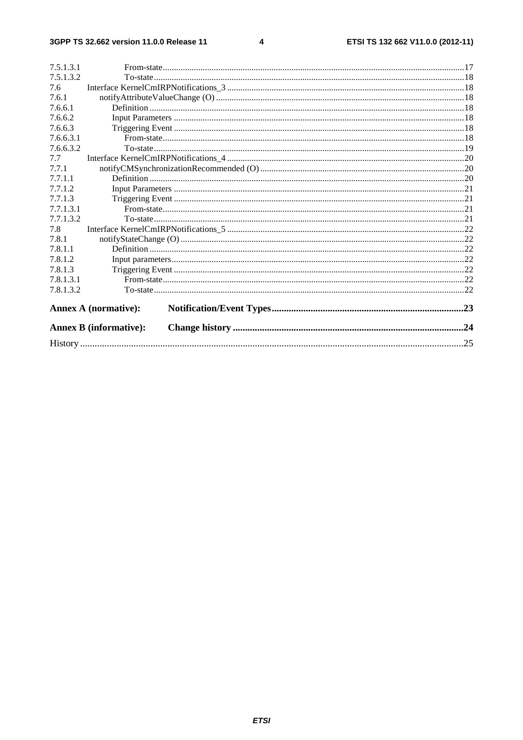7.5.1.3.1 From-state ..... 17
7.5.1.3.2 To-state ..... 18
7.6 Interface KernelCmIRPNotifications_3 ..... 18
7.6.1 notifyAttributeValueChange (O) ..... 18
7.6.1.1 Definition ..... 18
7.6.1.2 Input Parameters ..... 18
7.6.1.3 Triggering Event ..... 18
7.6.1.3.1 From-state ..... 18
7.6.1.3.2 To-state ..... 19
7.7 Interface KernelCmIRPNotifications_4 ..... 20
7.7.1 notifyCMSynchronizationRecommended (O) ..... 20
7.7.1.1 Definition ..... 20
7.7.1.2 Input Parameters ..... 21
7.7.1.3 Triggering Event ..... 21
7.7.1.3.1 From-state ..... 21
7.7.1.3.2 To-state ..... 21
7.8 Interface KernelCmIRPNotifications_5 ..... 22
7.8.1 notifyStateChange (O) ..... 22
7.8.1.1 Definition ..... 22
7.8.1.2 Input parameters ..... 22
7.8.1.3 Triggering Event ..... 22
7.8.1.3.1 From-state ..... 22
7.8.1.3.2 To-state ..... 22

**Annex A (normative): Notification/Event Types ..... 23**

**Annex B (informative): Change history ..... 24**

History ..... 25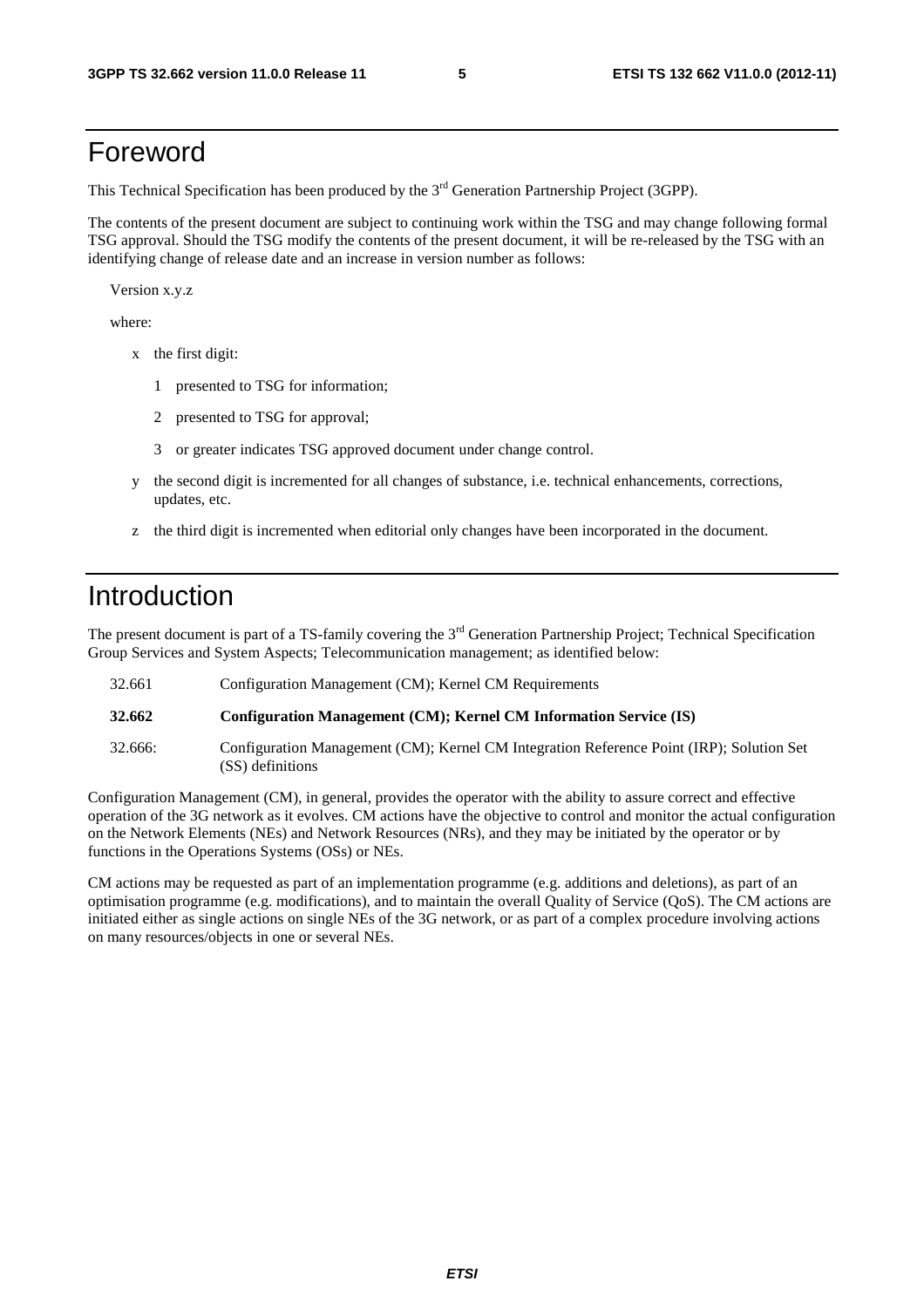# Foreword

This Technical Specification has been produced by the 3rd Generation Partnership Project (3GPP).

The contents of the present document are subject to continuing work within the TSG and may change following formal TSG approval. Should the TSG modify the contents of the present document, it will be re-released by the TSG with an identifying change of release date and an increase in version number as follows:

Version x.y.z

where:

- x the first digit:
  - 1 presented to TSG for information;
  - 2 presented to TSG for approval;
  - 3 or greater indicates TSG approved document under change control.
- y the second digit is incremented for all changes of substance, i.e. technical enhancements, corrections, updates, etc.
- z the third digit is incremented when editorial only changes have been incorporated in the document.

# Introduction

The present document is part of a TS-family covering the 3rd Generation Partnership Project; Technical Specification Group Services and System Aspects; Telecommunication management; as identified below:

| | |
|---|---|
| 32.661 | Configuration Management (CM); Kernel CM Requirements |
| **32.662** | **Configuration Management (CM); Kernel CM Information Service (IS)** |
| 32.666: | Configuration Management (CM); Kernel CM Integration Reference Point (IRP); Solution Set (SS) definitions |

Configuration Management (CM), in general, provides the operator with the ability to assure correct and effective operation of the 3G network as it evolves. CM actions have the objective to control and monitor the actual configuration on the Network Elements (NEs) and Network Resources (NRs), and they may be initiated by the operator or by functions in the Operations Systems (OSs) or NEs.

CM actions may be requested as part of an implementation programme (e.g. additions and deletions), as part of an optimisation programme (e.g. modifications), and to maintain the overall Quality of Service (QoS). The CM actions are initiated either as single actions on single NEs of the 3G network, or as part of a complex procedure involving actions on many resources/objects in one or several NEs.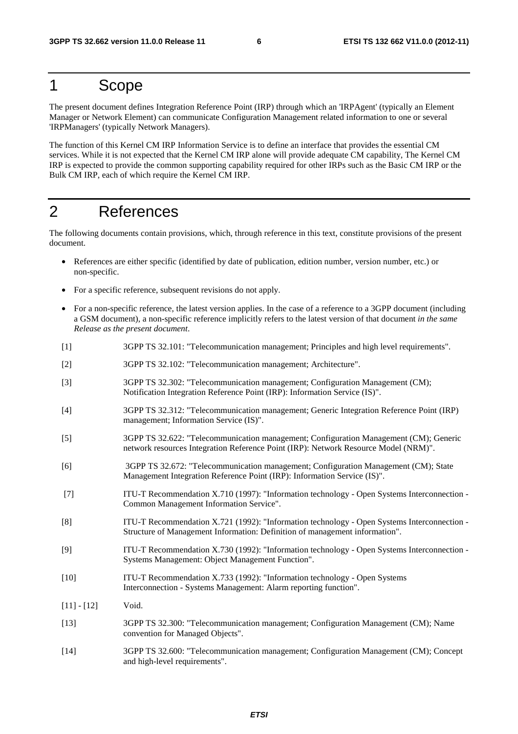# 1 Scope

The present document defines Integration Reference Point (IRP) through which an 'IRPAgent' (typically an Element Manager or Network Element) can communicate Configuration Management related information to one or several 'IRPManagers' (typically Network Managers).

The function of this Kernel CM IRP Information Service is to define an interface that provides the essential CM services. While it is not expected that the Kernel CM IRP alone will provide adequate CM capability, The Kernel CM IRP is expected to provide the common supporting capability required for other IRPs such as the Basic CM IRP or the Bulk CM IRP, each of which require the Kernel CM IRP.

# 2 References

The following documents contain provisions, which, through reference in this text, constitute provisions of the present document.

- References are either specific (identified by date of publication, edition number, version number, etc.) or non-specific.
- For a specific reference, subsequent revisions do not apply.
- For a non-specific reference, the latest version applies. In the case of a reference to a 3GPP document (including a GSM document), a non-specific reference implicitly refers to the latest version of that document *in the same Release as the present document*.

[1] 3GPP TS 32.101: "Telecommunication management; Principles and high level requirements".

[2] 3GPP TS 32.102: "Telecommunication management; Architecture".

[3] 3GPP TS 32.302: "Telecommunication management; Configuration Management (CM); Notification Integration Reference Point (IRP): Information Service (IS)".

[4] 3GPP TS 32.312: "Telecommunication management; Generic Integration Reference Point (IRP) management; Information Service (IS)".

[5] 3GPP TS 32.622: "Telecommunication management; Configuration Management (CM); Generic network resources Integration Reference Point (IRP): Network Resource Model (NRM)".

[6] 3GPP TS 32.672: "Telecommunication management; Configuration Management (CM); State Management Integration Reference Point (IRP): Information Service (IS)".

[7] ITU-T Recommendation X.710 (1997): "Information technology - Open Systems Interconnection - Common Management Information Service".

[8] ITU-T Recommendation X.721 (1992): "Information technology - Open Systems Interconnection - Structure of Management Information: Definition of management information".

[9] ITU-T Recommendation X.730 (1992): "Information technology - Open Systems Interconnection - Systems Management: Object Management Function".

[10] ITU-T Recommendation X.733 (1992): "Information technology - Open Systems Interconnection - Systems Management: Alarm reporting function".

[11] - [12] Void.

[13] 3GPP TS 32.300: "Telecommunication management; Configuration Management (CM); Name convention for Managed Objects".

[14] 3GPP TS 32.600: "Telecommunication management; Configuration Management (CM); Concept and high-level requirements".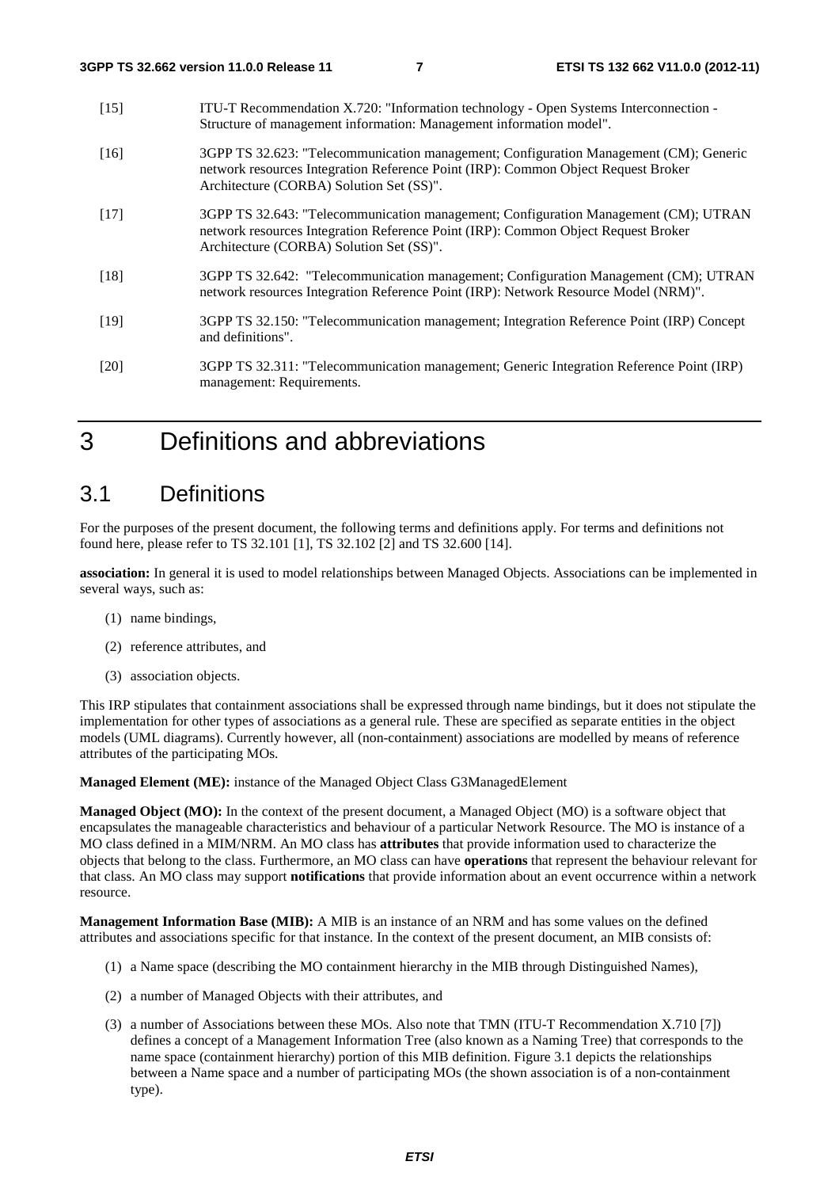[15] ITU-T Recommendation X.720: "Information technology - Open Systems Interconnection - Structure of management information: Management information model".

[16] 3GPP TS 32.623: "Telecommunication management; Configuration Management (CM); Generic network resources Integration Reference Point (IRP): Common Object Request Broker Architecture (CORBA) Solution Set (SS)".

[17] 3GPP TS 32.643: "Telecommunication management; Configuration Management (CM); UTRAN network resources Integration Reference Point (IRP): Common Object Request Broker Architecture (CORBA) Solution Set (SS)".

[18] 3GPP TS 32.642: "Telecommunication management; Configuration Management (CM); UTRAN network resources Integration Reference Point (IRP): Network Resource Model (NRM)".

[19] 3GPP TS 32.150: "Telecommunication management; Integration Reference Point (IRP) Concept and definitions".

[20] 3GPP TS 32.311: "Telecommunication management; Generic Integration Reference Point (IRP) management: Requirements.

# 3 Definitions and abbreviations

## 3.1 Definitions

For the purposes of the present document, the following terms and definitions apply. For terms and definitions not found here, please refer to TS 32.101 [1], TS 32.102 [2] and TS 32.600 [14].

**association:** In general it is used to model relationships between Managed Objects. Associations can be implemented in several ways, such as:

(1) name bindings,

(2) reference attributes, and

(3) association objects.

This IRP stipulates that containment associations shall be expressed through name bindings, but it does not stipulate the implementation for other types of associations as a general rule. These are specified as separate entities in the object models (UML diagrams). Currently however, all (non-containment) associations are modelled by means of reference attributes of the participating MOs.

**Managed Element (ME):** instance of the Managed Object Class G3ManagedElement

**Managed Object (MO):** In the context of the present document, a Managed Object (MO) is a software object that encapsulates the manageable characteristics and behaviour of a particular Network Resource. The MO is instance of a MO class defined in a MIM/NRM. An MO class has **attributes** that provide information used to characterize the objects that belong to the class. Furthermore, an MO class can have **operations** that represent the behaviour relevant for that class. An MO class may support **notifications** that provide information about an event occurrence within a network resource.

**Management Information Base (MIB):** A MIB is an instance of an NRM and has some values on the defined attributes and associations specific for that instance. In the context of the present document, an MIB consists of:

(1) a Name space (describing the MO containment hierarchy in the MIB through Distinguished Names),

(2) a number of Managed Objects with their attributes, and

(3) a number of Associations between these MOs. Also note that TMN (ITU-T Recommendation X.710 [7]) defines a concept of a Management Information Tree (also known as a Naming Tree) that corresponds to the name space (containment hierarchy) portion of this MIB definition. Figure 3.1 depicts the relationships between a Name space and a number of participating MOs (the shown association is of a non-containment type).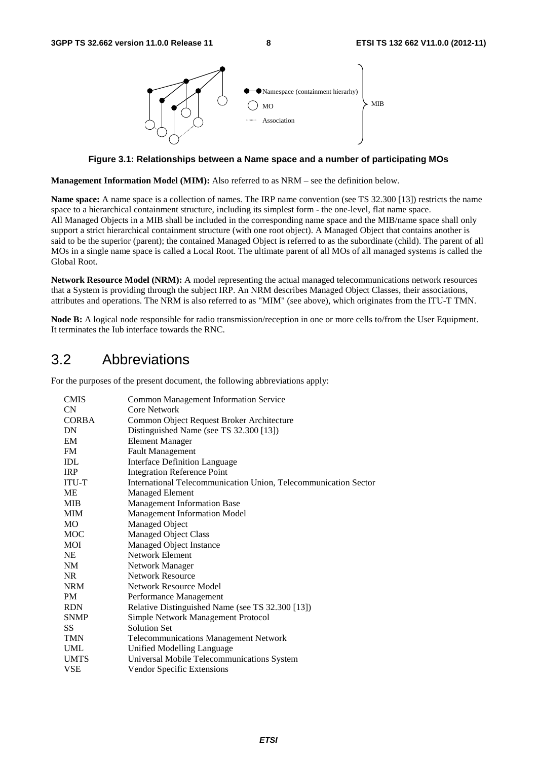**Figure 3.1: Relationships between a Name space and a number of participating MOs**

**Management Information Model (MIM):** Also referred to as NRM – see the definition below.

**Name space:** A name space is a collection of names. The IRP name convention (see TS 32.300 [13]) restricts the name space to a hierarchical containment structure, including its simplest form - the one-level, flat name space. All Managed Objects in a MIB shall be included in the corresponding name space and the MIB/name space shall only support a strict hierarchical containment structure (with one root object). A Managed Object that contains another is said to be the superior (parent); the contained Managed Object is referred to as the subordinate (child). The parent of all MOs in a single name space is called a Local Root. The ultimate parent of all MOs of all managed systems is called the Global Root.

**Network Resource Model (NRM):** A model representing the actual managed telecommunications network resources that a System is providing through the subject IRP. An NRM describes Managed Object Classes, their associations, attributes and operations. The NRM is also referred to as "MIM" (see above), which originates from the ITU-T TMN.

**Node B:** A logical node responsible for radio transmission/reception in one or more cells to/from the User Equipment. It terminates the Iub interface towards the RNC.

## 3.2 Abbreviations

For the purposes of the present document, the following abbreviations apply:

| | |
|---|---|
| CMIS | Common Management Information Service |
| CN | Core Network |
| CORBA | Common Object Request Broker Architecture |
| DN | Distinguished Name (see TS 32.300 [13]) |
| EM | Element Manager |
| FM | Fault Management |
| IDL | Interface Definition Language |
| IRP | Integration Reference Point |
| ITU-T | International Telecommunication Union, Telecommunication Sector |
| ME | Managed Element |
| MIB | Management Information Base |
| MIM | Management Information Model |
| MO | Managed Object |
| MOC | Managed Object Class |
| MOI | Managed Object Instance |
| NE | Network Element |
| NM | Network Manager |
| NR | Network Resource |
| NRM | Network Resource Model |
| PM | Performance Management |
| RDN | Relative Distinguished Name (see TS 32.300 [13]) |
| SNMP | Simple Network Management Protocol |
| SS | Solution Set |
| TMN | Telecommunications Management Network |
| UML | Unified Modelling Language |
| UMTS | Universal Mobile Telecommunications System |
| VSE | Vendor Specific Extensions |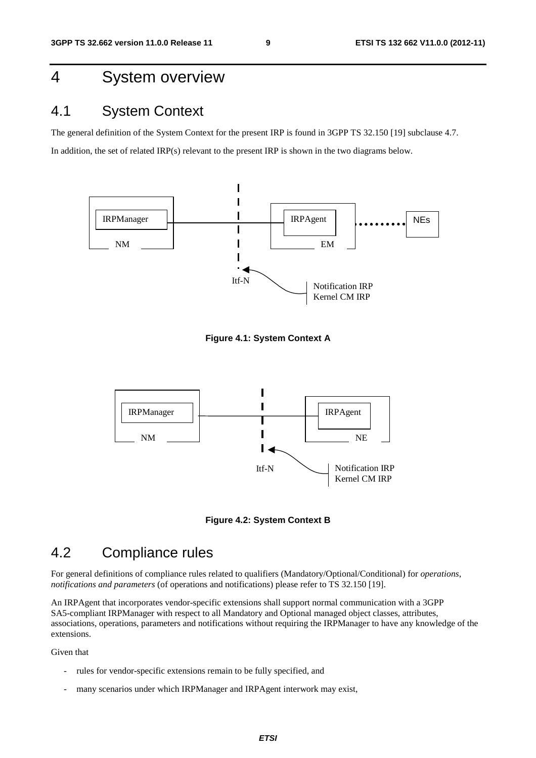# 4 System overview

## 4.1 System Context

The general definition of the System Context for the present IRP is found in 3GPP TS 32.150 [19] subclause 4.7.

In addition, the set of related IRP(s) relevant to the present IRP is shown in the two diagrams below.

**Figure 4.1: System Context A**

**Figure 4.2: System Context B**

## 4.2 Compliance rules

For general definitions of compliance rules related to qualifiers (Mandatory/Optional/Conditional) for *operations*, *notifications and parameters* (of operations and notifications) please refer to TS 32.150 [19].

An IRPAgent that incorporates vendor-specific extensions shall support normal communication with a 3GPP SA5-compliant IRPManager with respect to all Mandatory and Optional managed object classes, attributes, associations, operations, parameters and notifications without requiring the IRPManager to have any knowledge of the extensions.

Given that

- rules for vendor-specific extensions remain to be fully specified, and
- many scenarios under which IRPManager and IRPAgent interwork may exist,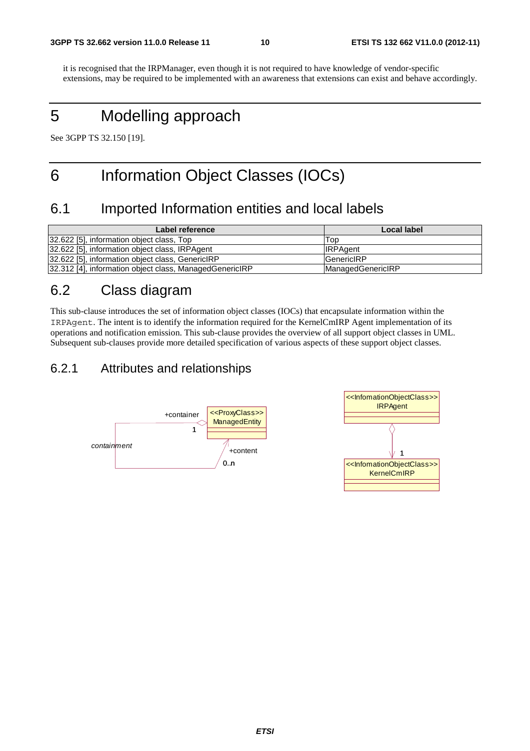it is recognised that the IRPManager, even though it is not required to have knowledge of vendor-specific extensions, may be required to be implemented with an awareness that extensions can exist and behave accordingly.

# 5 Modelling approach

See 3GPP TS 32.150 [19].

# 6 Information Object Classes (IOCs)

## 6.1 Imported Information entities and local labels

| Label reference | Local label |
|---|---|
| 32.622 [5], information object class, Top | Top |
| 32.622 [5], information object class, IRPAgent | IRPAgent |
| 32.622 [5], information object class, GenericIRP | GenericIRP |
| 32.312 [4], information object class, ManagedGenericIRP | ManagedGenericIRP |

## 6.2 Class diagram

This sub-clause introduces the set of information object classes (IOCs) that encapsulate information within the `IRPAgent`. The intent is to identify the information required for the KernelCmIRP Agent implementation of its operations and notification emission. This sub-clause provides the overview of all support object classes in UML. Subsequent sub-clauses provide more detailed specification of various aspects of these support object classes.

### 6.2.1 Attributes and relationships

+container <<ProxyClass>> ManagedEntity 1 *containment* +content 0..n

<<InfomationObjectClass>> IRPAgent 1 <<InfomationObjectClass>> KernelCmIRP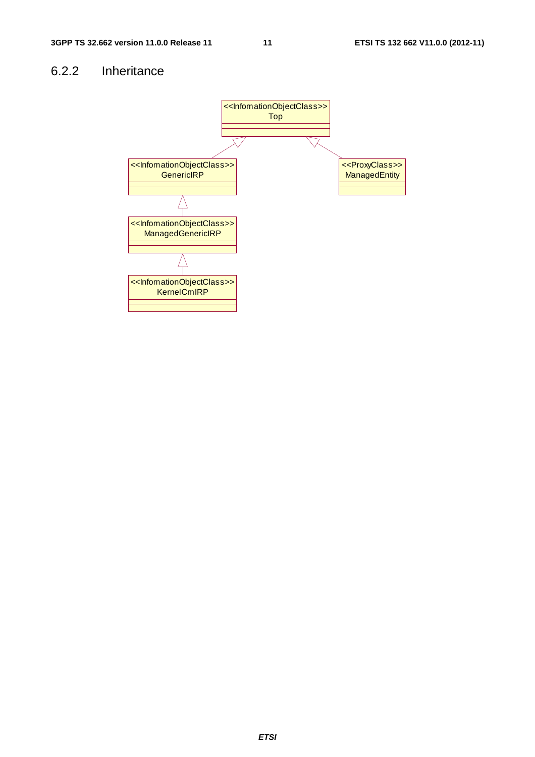### 6.2.2 Inheritance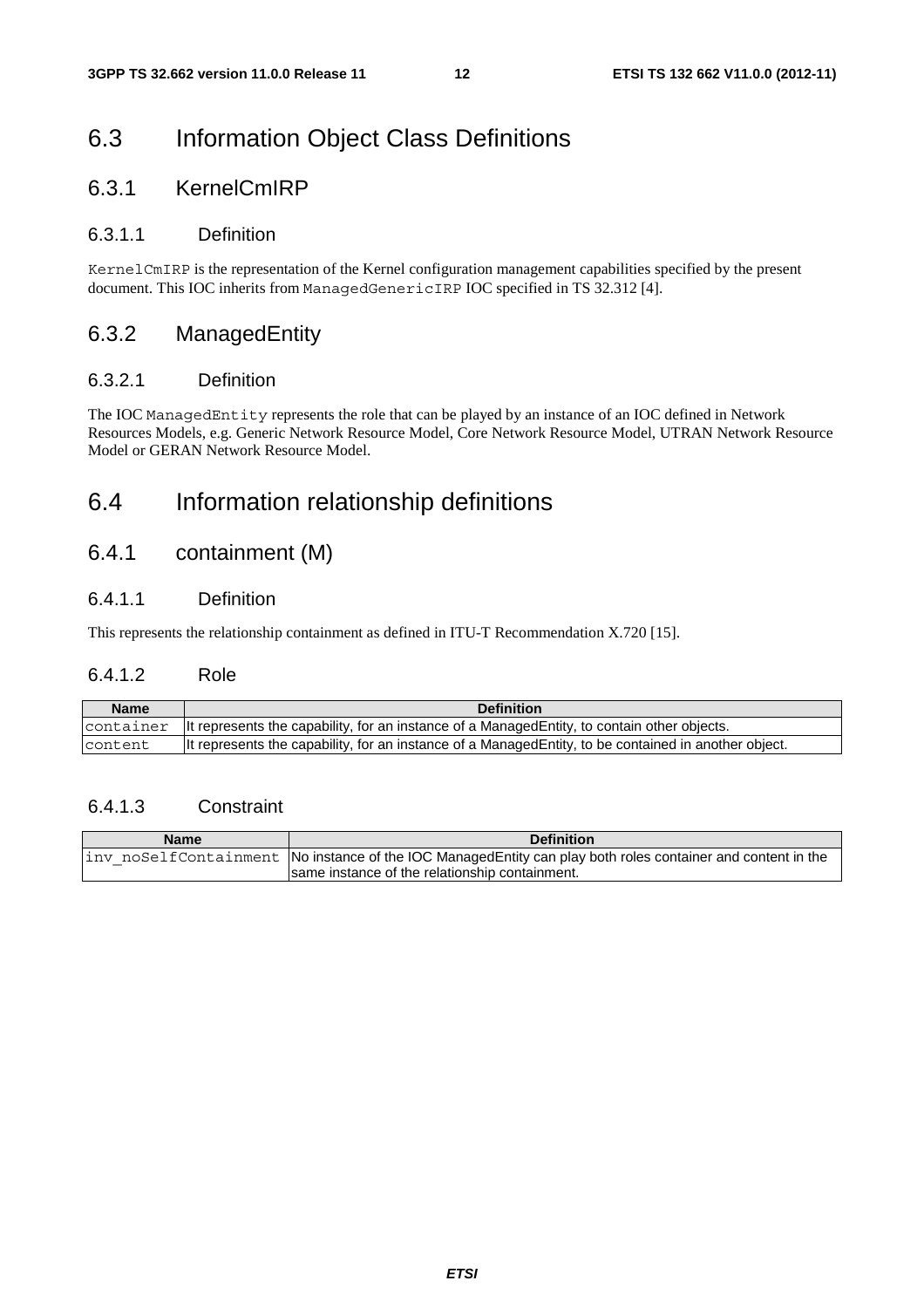## 6.3 Information Object Class Definitions

### 6.3.1 KernelCmIRP

#### 6.3.1.1 Definition

`KernelCmIRP` is the representation of the Kernel configuration management capabilities specified by the present document. This IOC inherits from `ManagedGenericIRP` IOC specified in TS 32.312 [4].

### 6.3.2 ManagedEntity

#### 6.3.2.1 Definition

The IOC `ManagedEntity` represents the role that can be played by an instance of an IOC defined in Network Resources Models, e.g. Generic Network Resource Model, Core Network Resource Model, UTRAN Network Resource Model or GERAN Network Resource Model.

## 6.4 Information relationship definitions

### 6.4.1 containment (M)

#### 6.4.1.1 Definition

This represents the relationship containment as defined in ITU-T Recommendation X.720 [15].

#### 6.4.1.2 Role

| Name | Definition |
| --- | --- |
| `container` | It represents the capability, for an instance of a ManagedEntity, to contain other objects. |
| `content` | It represents the capability, for an instance of a ManagedEntity, to be contained in another object. |

#### 6.4.1.3 Constraint

| Name | Definition |
| --- | --- |
| `inv_noSelfContainment` | No instance of the IOC ManagedEntity can play both roles container and content in the same instance of the relationship containment. |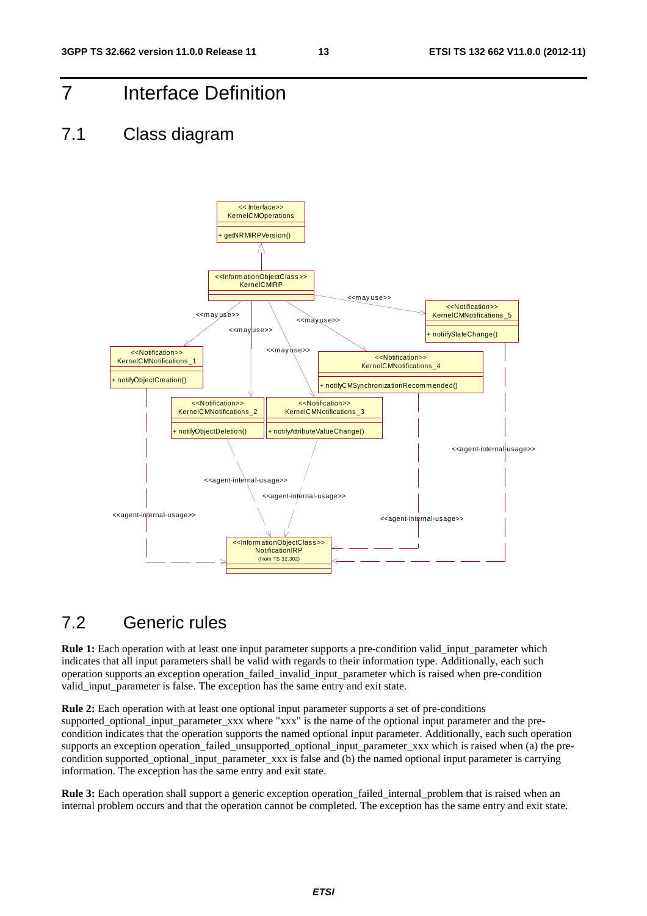# 7 Interface Definition

## 7.1 Class diagram

## 7.2 Generic rules

**Rule 1:** Each operation with at least one input parameter supports a pre-condition valid_input_parameter which indicates that all input parameters shall be valid with regards to their information type. Additionally, each such operation supports an exception operation_failed_invalid_input_parameter which is raised when pre-condition valid_input_parameter is false. The exception has the same entry and exit state.

**Rule 2:** Each operation with at least one optional input parameter supports a set of pre-conditions supported_optional_input_parameter_xxx where "xxx" is the name of the optional input parameter and the pre-condition indicates that the operation supports the named optional input parameter. Additionally, each such operation supports an exception operation_failed_unsupported_optional_input_parameter_xxx which is raised when (a) the pre-condition supported_optional_input_parameter_xxx is false and (b) the named optional input parameter is carrying information. The exception has the same entry and exit state.

**Rule 3:** Each operation shall support a generic exception operation_failed_internal_problem that is raised when an internal problem occurs and that the operation cannot be completed. The exception has the same entry and exit state.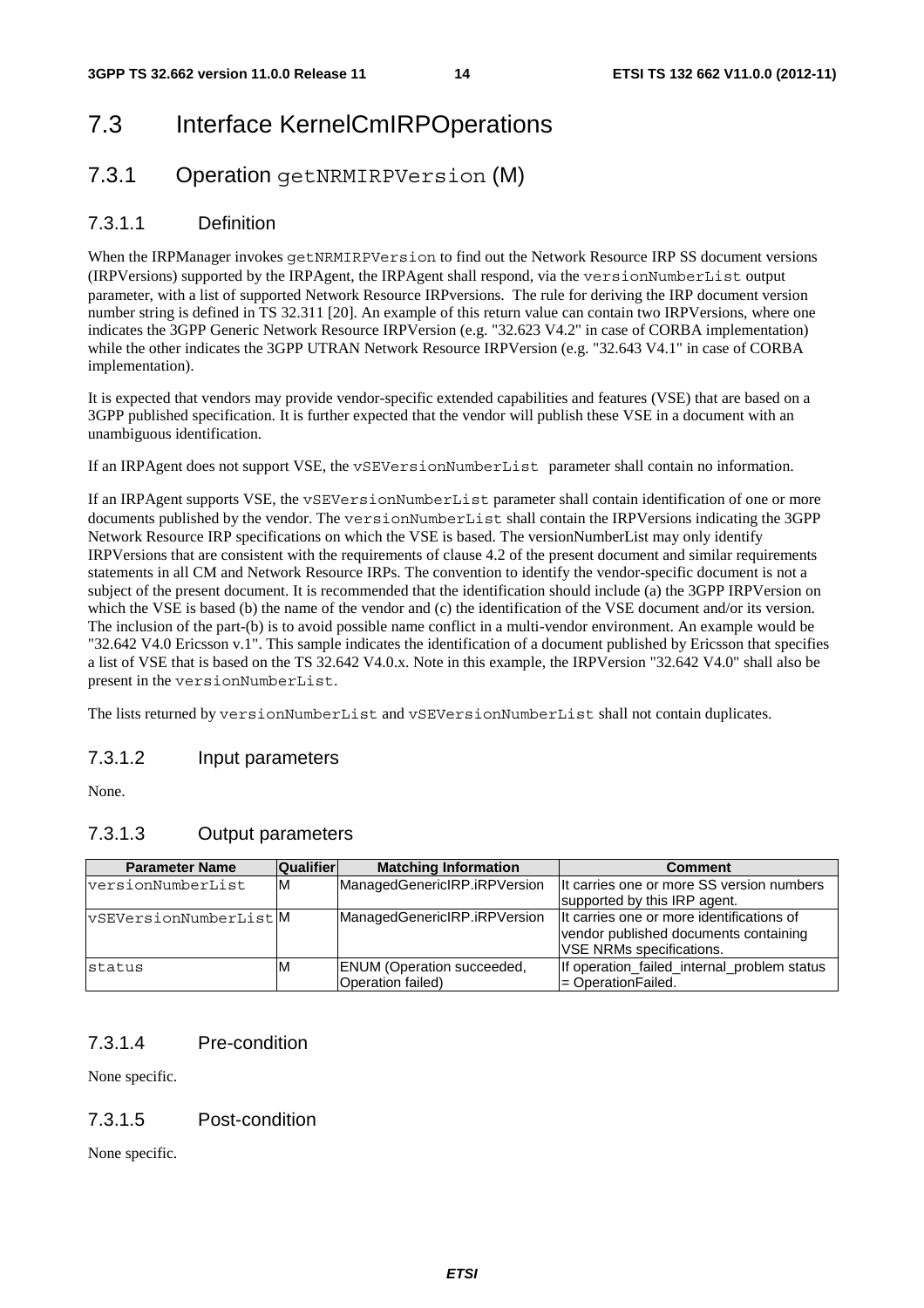# 7.3 Interface KernelCmIRPOperations

## 7.3.1 Operation getNRMIRPVersion (M)

### 7.3.1.1 Definition

When the IRPManager invokes getNRMIRPVersion to find out the Network Resource IRP SS document versions (IRPVersions) supported by the IRPAgent, the IRPAgent shall respond, via the versionNumberList output parameter, with a list of supported Network Resource IRPversions. The rule for deriving the IRP document version number string is defined in TS 32.311 [20]. An example of this return value can contain two IRPVersions, where one indicates the 3GPP Generic Network Resource IRPVersion (e.g. "32.623 V4.2" in case of CORBA implementation) while the other indicates the 3GPP UTRAN Network Resource IRPVersion (e.g. "32.643 V4.1" in case of CORBA implementation).

It is expected that vendors may provide vendor-specific extended capabilities and features (VSE) that are based on a 3GPP published specification. It is further expected that the vendor will publish these VSE in a document with an unambiguous identification.

If an IRPAgent does not support VSE, the vSEVersionNumberList parameter shall contain no information.

If an IRPAgent supports VSE, the vSEVersionNumberList parameter shall contain identification of one or more documents published by the vendor. The versionNumberList shall contain the IRPVersions indicating the 3GPP Network Resource IRP specifications on which the VSE is based. The versionNumberList may only identify IRPVersions that are consistent with the requirements of clause 4.2 of the present document and similar requirements statements in all CM and Network Resource IRPs. The convention to identify the vendor-specific document is not a subject of the present document. It is recommended that the identification should include (a) the 3GPP IRPVersion on which the VSE is based (b) the name of the vendor and (c) the identification of the VSE document and/or its version. The inclusion of the part-(b) is to avoid possible name conflict in a multi-vendor environment. An example would be "32.642 V4.0 Ericsson v.1". This sample indicates the identification of a document published by Ericsson that specifies a list of VSE that is based on the TS 32.642 V4.0.x. Note in this example, the IRPVersion "32.642 V4.0" shall also be present in the versionNumberList.

The lists returned by versionNumberList and vSEVersionNumberList shall not contain duplicates.

### 7.3.1.2 Input parameters

None.

### 7.3.1.3 Output parameters

| Parameter Name | Qualifier | Matching Information | Comment |
|---|---|---|---|
| versionNumberList | M | ManagedGenericIRP.iRPVersion | It carries one or more SS version numbers supported by this IRP agent. |
| vSEVersionNumberList | M | ManagedGenericIRP.iRPVersion | It carries one or more identifications of vendor published documents containing VSE NRMs specifications. |
| status | M | ENUM (Operation succeeded, Operation failed) | If operation_failed_internal_problem status = OperationFailed. |

### 7.3.1.4 Pre-condition

None specific.

### 7.3.1.5 Post-condition

None specific.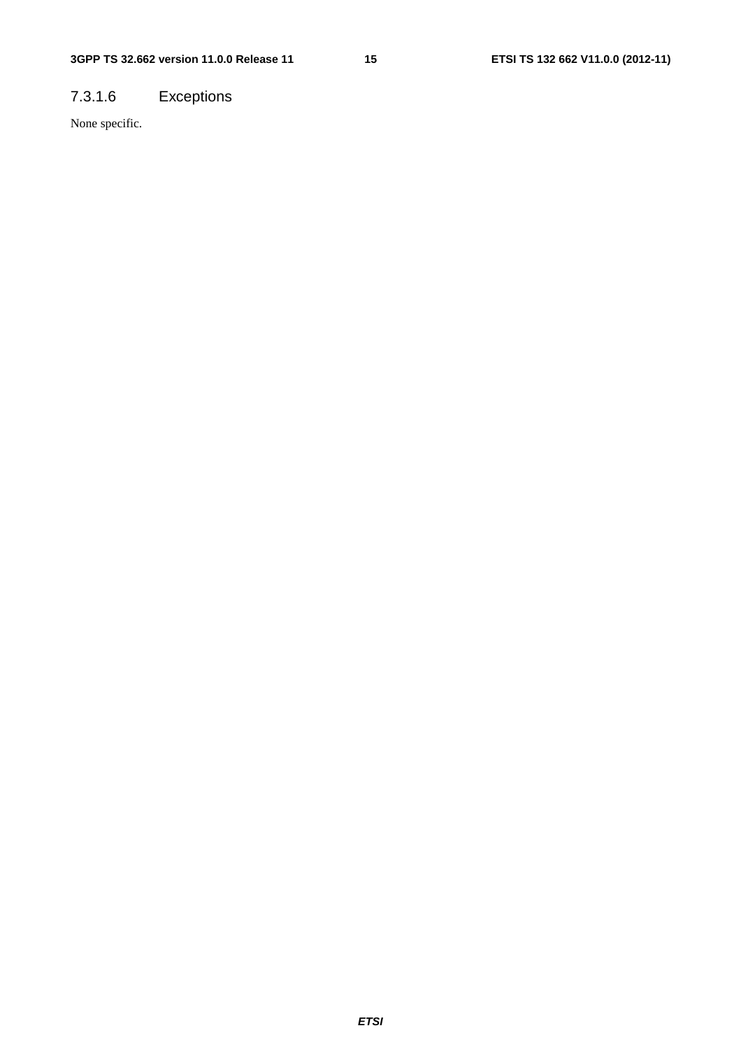#### 7.3.1.6 Exceptions

None specific.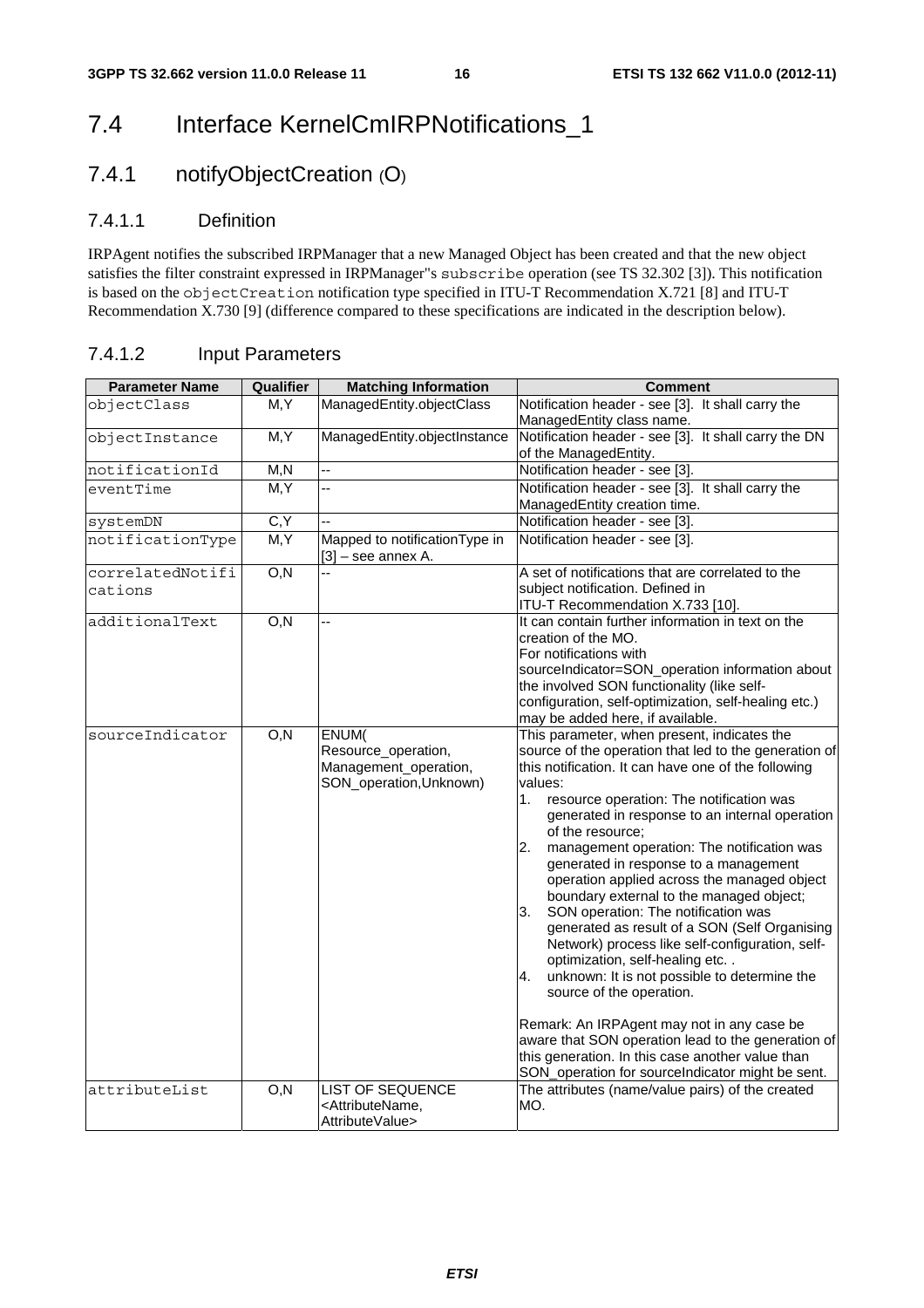# 7.4 Interface KernelCmIRPNotifications_1

## 7.4.1 notifyObjectCreation (O)

### 7.4.1.1 Definition

IRPAgent notifies the subscribed IRPManager that a new Managed Object has been created and that the new object satisfies the filter constraint expressed in IRPManager"s `subscribe` operation (see TS 32.302 [3]). This notification is based on the `objectCreation` notification type specified in ITU-T Recommendation X.721 [8] and ITU-T Recommendation X.730 [9] (difference compared to these specifications are indicated in the description below).

### 7.4.1.2 Input Parameters

| Parameter Name | Qualifier | Matching Information | Comment |
|---|---|---|---|
| `objectClass` | M,Y | ManagedEntity.objectClass | Notification header - see [3]. It shall carry the ManagedEntity class name. |
| `objectInstance` | M,Y | ManagedEntity.objectInstance | Notification header - see [3]. It shall carry the DN of the ManagedEntity. |
| `notificationId` | M,N | -- | Notification header - see [3]. |
| `eventTime` | M,Y | -- | Notification header - see [3]. It shall carry the ManagedEntity creation time. |
| `systemDN` | C,Y | -- | Notification header - see [3]. |
| `notificationType` | M,Y | Mapped to notificationType in [3] – see annex A. | Notification header - see [3]. |
| `correlatedNotifications` | O,N | -- | A set of notifications that are correlated to the subject notification. Defined in ITU-T Recommendation X.733 [10]. |
| `additionalText` | O,N | -- | It can contain further information in text on the creation of the MO.<br>For notifications with sourceIndicator=SON_operation information about the involved SON functionality (like self-configuration, self-optimization, self-healing etc.) may be added here, if available. |
| `sourceIndicator` | O,N | ENUM( Resource_operation, Management_operation, SON_operation,Unknown) | This parameter, when present, indicates the source of the operation that led to the generation of this notification. It can have one of the following values:<br>1. resource operation: The notification was generated in response to an internal operation of the resource;<br>2. management operation: The notification was generated in response to a management operation applied across the managed object boundary external to the managed object;<br>3. SON operation: The notification was generated as result of a SON (Self Organising Network) process like self-configuration, self-optimization, self-healing etc. .<br>4. unknown: It is not possible to determine the source of the operation.<br><br>Remark: An IRPAgent may not in any case be aware that SON operation lead to the generation of this generation. In this case another value than SON_operation for sourceIndicator might be sent. |
| `attributeList` | O,N | LIST OF SEQUENCE <AttributeName, AttributeValue> | The attributes (name/value pairs) of the created MO. |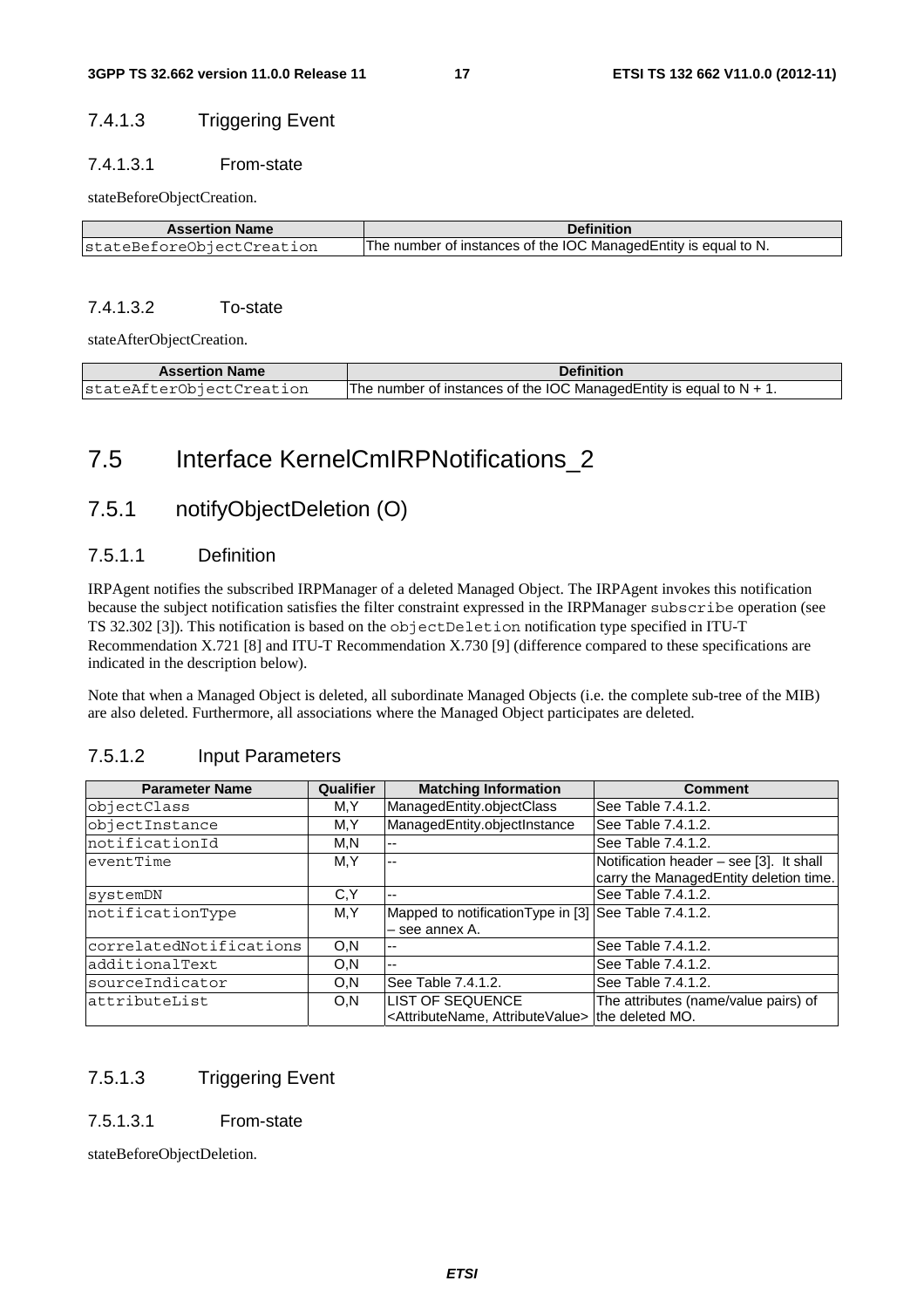#### 7.4.1.3 Triggering Event

##### 7.4.1.3.1 From-state

stateBeforeObjectCreation.

| Assertion Name | Definition |
|---|---|
| stateBeforeObjectCreation | The number of instances of the IOC ManagedEntity is equal to N. |

##### 7.4.1.3.2 To-state

stateAfterObjectCreation.

| Assertion Name | Definition |
|---|---|
| stateAfterObjectCreation | The number of instances of the IOC ManagedEntity is equal to N + 1. |

## 7.5 Interface KernelCmIRPNotifications_2

### 7.5.1 notifyObjectDeletion (O)

#### 7.5.1.1 Definition

IRPAgent notifies the subscribed IRPManager of a deleted Managed Object. The IRPAgent invokes this notification because the subject notification satisfies the filter constraint expressed in the IRPManager `subscribe` operation (see TS 32.302 [3]). This notification is based on the `objectDeletion` notification type specified in ITU-T Recommendation X.721 [8] and ITU-T Recommendation X.730 [9] (difference compared to these specifications are indicated in the description below).

Note that when a Managed Object is deleted, all subordinate Managed Objects (i.e. the complete sub-tree of the MIB) are also deleted. Furthermore, all associations where the Managed Object participates are deleted.

#### 7.5.1.2 Input Parameters

| Parameter Name | Qualifier | Matching Information | Comment |
|---|---|---|---|
| objectClass | M,Y | ManagedEntity.objectClass | See Table 7.4.1.2. |
| objectInstance | M,Y | ManagedEntity.objectInstance | See Table 7.4.1.2. |
| notificationId | M,N | -- | See Table 7.4.1.2. |
| eventTime | M,Y | -- | Notification header – see [3]. It shall carry the ManagedEntity deletion time. |
| systemDN | C,Y | -- | See Table 7.4.1.2. |
| notificationType | M,Y | Mapped to notificationType in [3] – see annex A. | See Table 7.4.1.2. |
| correlatedNotifications | O,N | -- | See Table 7.4.1.2. |
| additionalText | O,N | -- | See Table 7.4.1.2. |
| sourceIndicator | O,N | See Table 7.4.1.2. | See Table 7.4.1.2. |
| attributeList | O,N | LIST OF SEQUENCE <AttributeName, AttributeValue> | The attributes (name/value pairs) of the deleted MO. |

#### 7.5.1.3 Triggering Event

##### 7.5.1.3.1 From-state

stateBeforeObjectDeletion.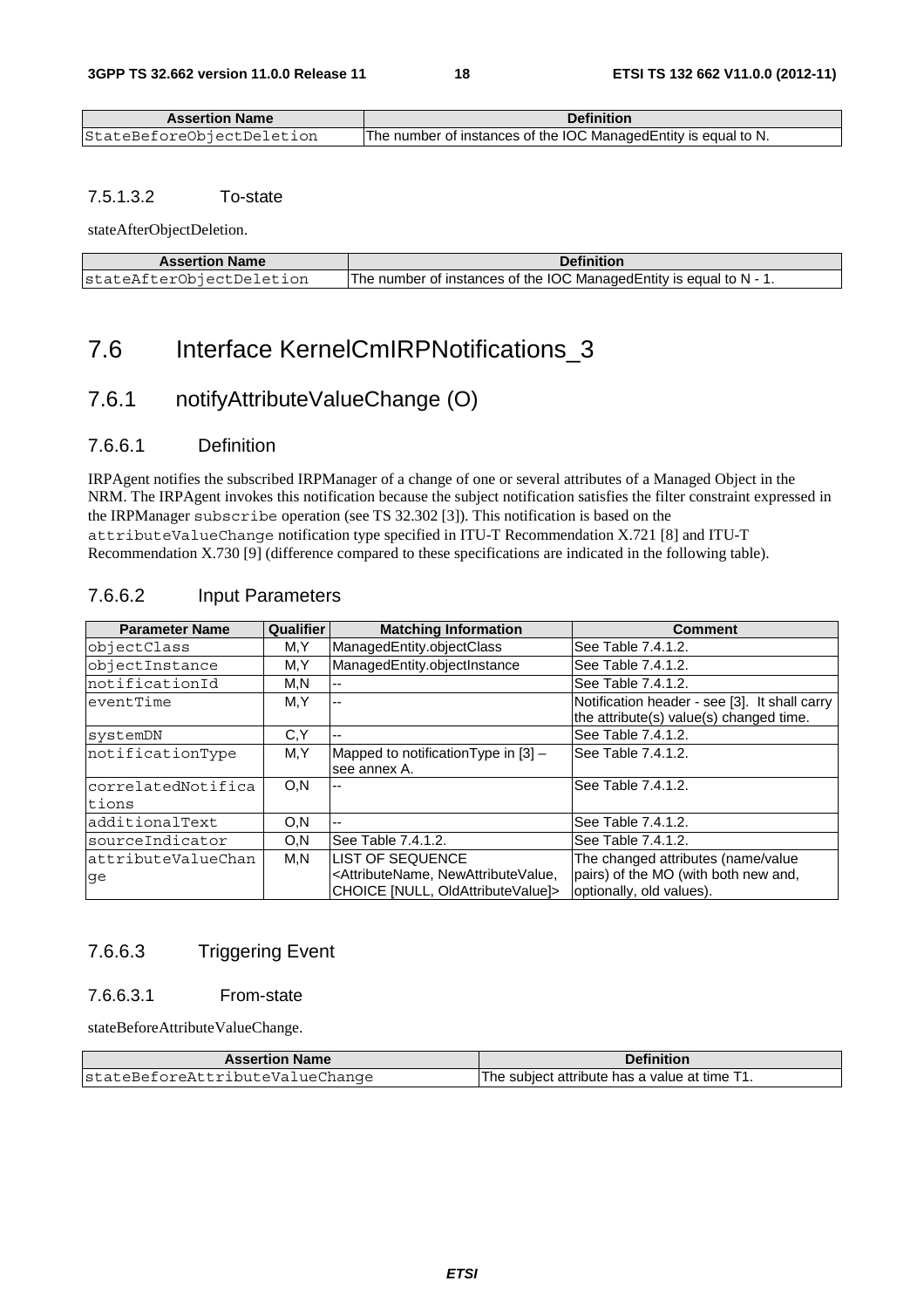| Assertion Name | Definition |
| --- | --- |
| StateBeforeObjectDeletion | The number of instances of the IOC ManagedEntity is equal to N. |

#### 7.5.1.3.2 To-state

stateAfterObjectDeletion.

| Assertion Name | Definition |
| --- | --- |
| stateAfterObjectDeletion | The number of instances of the IOC ManagedEntity is equal to N - 1. |

## 7.6 Interface KernelCmIRPNotifications_3

### 7.6.1 notifyAttributeValueChange (O)

#### 7.6.6.1 Definition

IRPAgent notifies the subscribed IRPManager of a change of one or several attributes of a Managed Object in the NRM. The IRPAgent invokes this notification because the subject notification satisfies the filter constraint expressed in the IRPManager `subscribe` operation (see TS 32.302 [3]). This notification is based on the `attributeValueChange` notification type specified in ITU-T Recommendation X.721 [8] and ITU-T Recommendation X.730 [9] (difference compared to these specifications are indicated in the following table).

#### 7.6.6.2 Input Parameters

| Parameter Name | Qualifier | Matching Information | Comment |
| --- | --- | --- | --- |
| objectClass | M,Y | ManagedEntity.objectClass | See Table 7.4.1.2. |
| objectInstance | M,Y | ManagedEntity.objectInstance | See Table 7.4.1.2. |
| notificationId | M,N | -- | See Table 7.4.1.2. |
| eventTime | M,Y | -- | Notification header - see [3]. It shall carry the attribute(s) value(s) changed time. |
| systemDN | C,Y | -- | See Table 7.4.1.2. |
| notificationType | M,Y | Mapped to notificationType in [3] – see annex A. | See Table 7.4.1.2. |
| correlatedNotifications | O,N | -- | See Table 7.4.1.2. |
| additionalText | O,N | -- | See Table 7.4.1.2. |
| sourceIndicator | O,N | See Table 7.4.1.2. | See Table 7.4.1.2. |
| attributeValueChange | M,N | LIST OF SEQUENCE <AttributeName, NewAttributeValue, CHOICE [NULL, OldAttributeValue]> | The changed attributes (name/value pairs) of the MO (with both new and, optionally, old values). |

#### 7.6.6.3 Triggering Event

##### 7.6.6.3.1 From-state

stateBeforeAttributeValueChange.

| Assertion Name | Definition |
| --- | --- |
| stateBeforeAttributeValueChange | The subject attribute has a value at time T1. |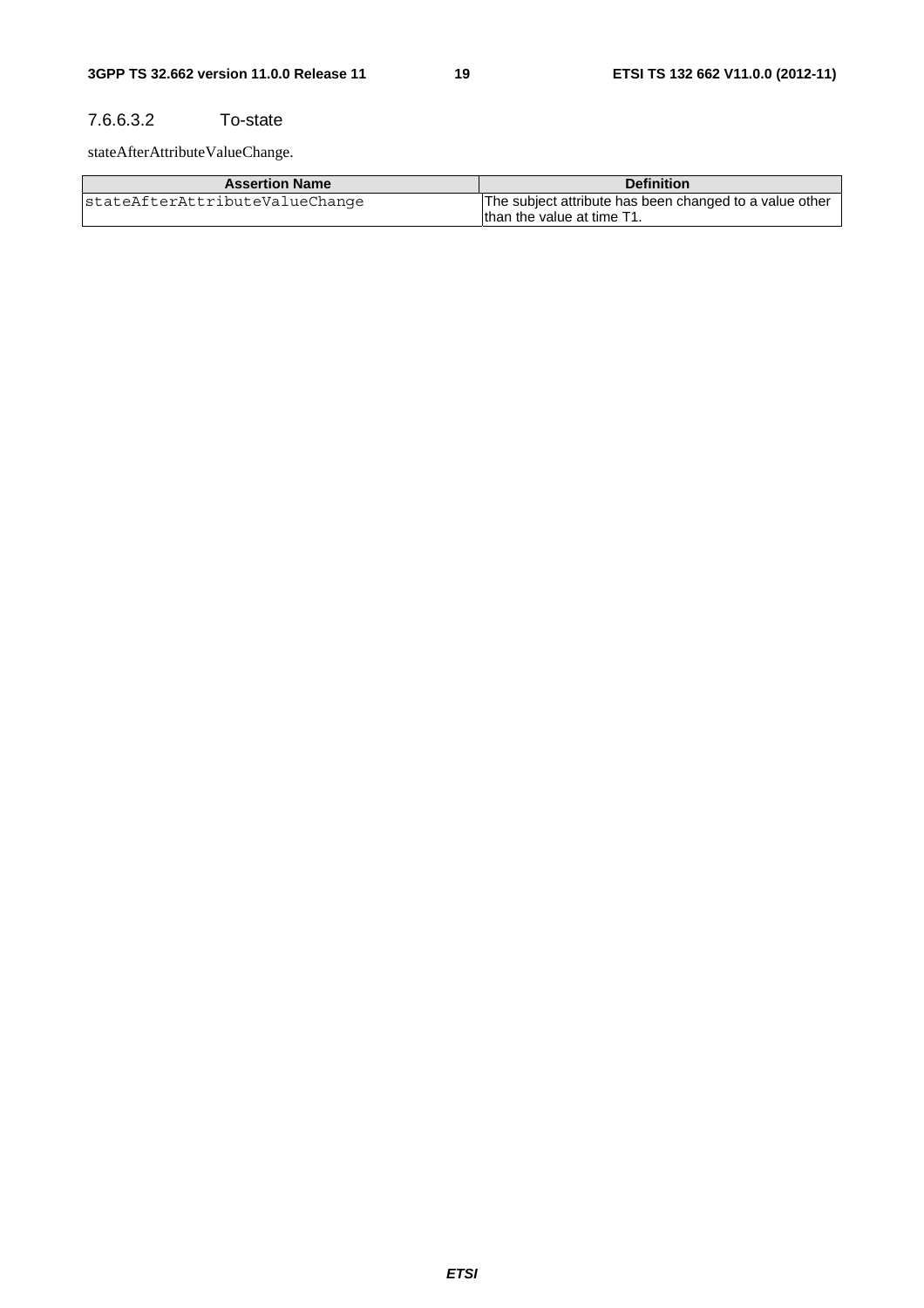#### 7.6.6.3.2 To-state

stateAfterAttributeValueChange.

| Assertion Name | Definition |
|---|---|
| stateAfterAttributeValueChange | The subject attribute has been changed to a value other than the value at time T1. |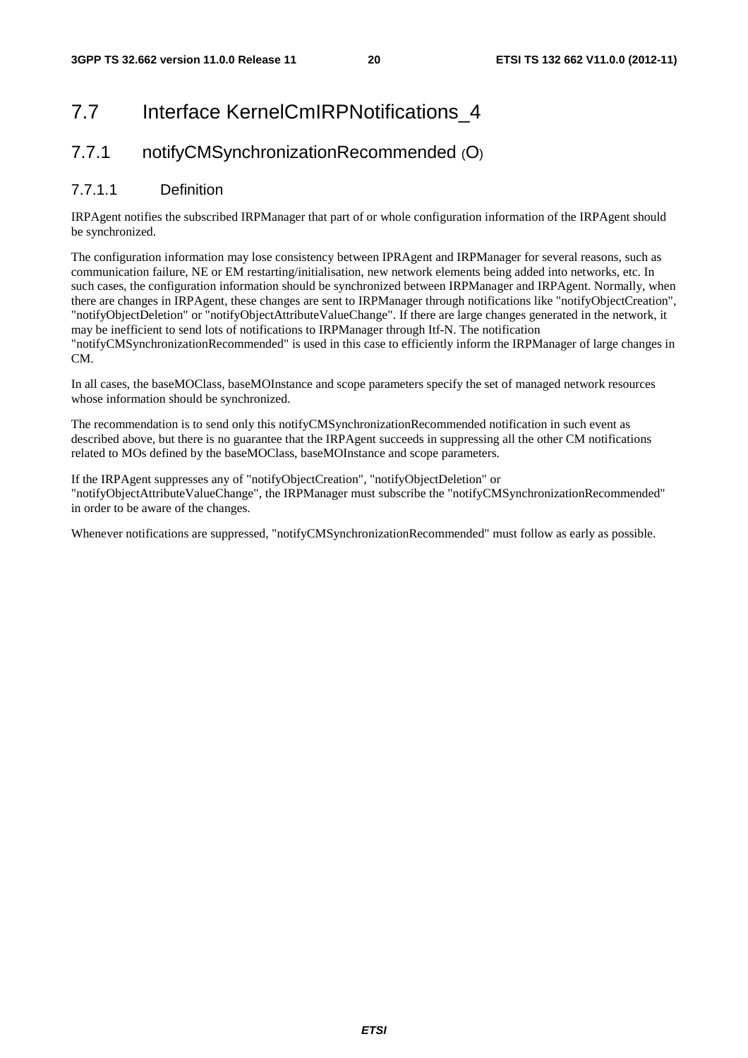# 7.7 Interface KernelCmIRPNotifications_4

## 7.7.1 notifyCMSynchronizationRecommended (O)

### 7.7.1.1 Definition

IRPAgent notifies the subscribed IRPManager that part of or whole configuration information of the IRPAgent should be synchronized.

The configuration information may lose consistency between IPRAgent and IRPManager for several reasons, such as communication failure, NE or EM restarting/initialisation, new network elements being added into networks, etc. In such cases, the configuration information should be synchronized between IRPManager and IRPAgent. Normally, when there are changes in IRPAgent, these changes are sent to IRPManager through notifications like "notifyObjectCreation", "notifyObjectDeletion" or "notifyObjectAttributeValueChange". If there are large changes generated in the network, it may be inefficient to send lots of notifications to IRPManager through Itf-N. The notification "notifyCMSynchronizationRecommended" is used in this case to efficiently inform the IRPManager of large changes in CM.

In all cases, the baseMOClass, baseMOInstance and scope parameters specify the set of managed network resources whose information should be synchronized.

The recommendation is to send only this notifyCMSynchronizationRecommended notification in such event as described above, but there is no guarantee that the IRPAgent succeeds in suppressing all the other CM notifications related to MOs defined by the baseMOClass, baseMOInstance and scope parameters.

If the IRPAgent suppresses any of "notifyObjectCreation", "notifyObjectDeletion" or "notifyObjectAttributeValueChange", the IRPManager must subscribe the "notifyCMSynchronizationRecommended" in order to be aware of the changes.

Whenever notifications are suppressed, "notifyCMSynchronizationRecommended" must follow as early as possible.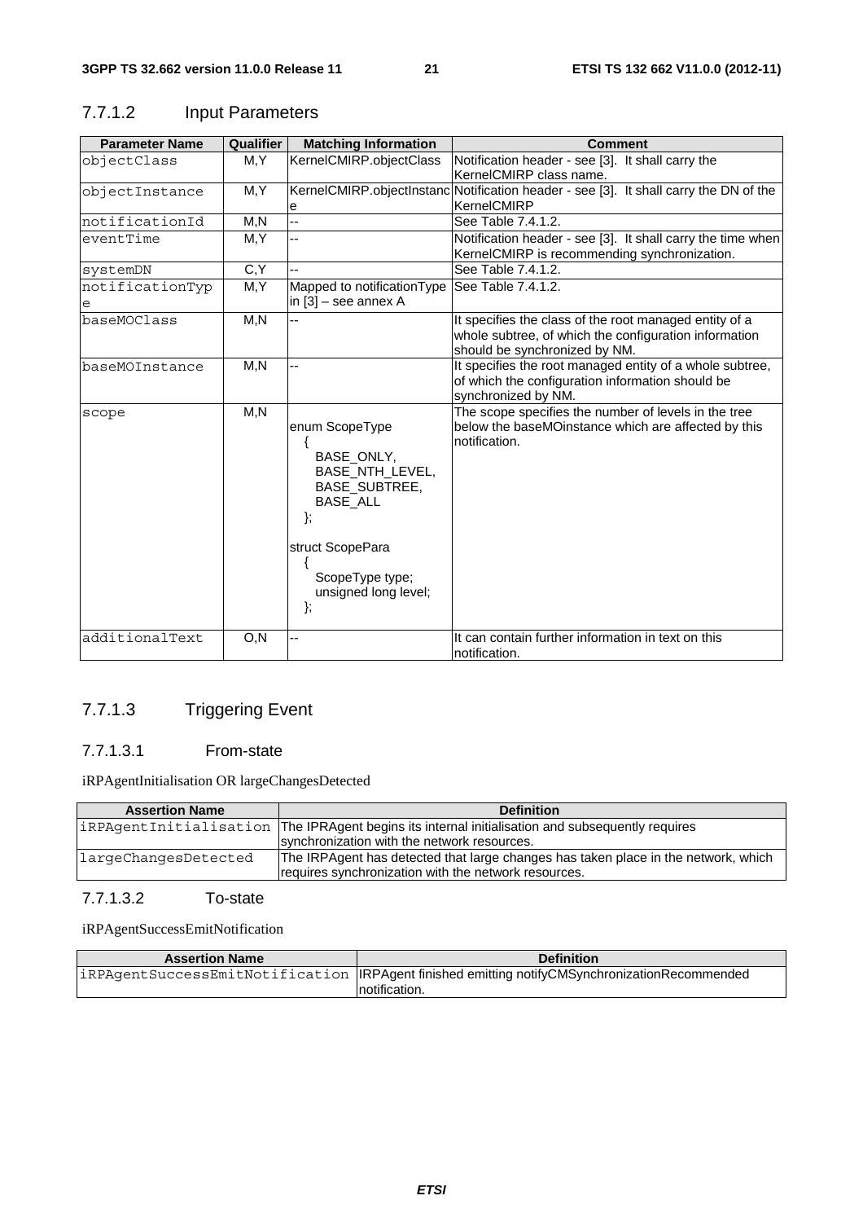### 7.7.1.2 Input Parameters

| Parameter Name | Qualifier | Matching Information | Comment |
|---|---|---|---|
| objectClass | M,Y | KernelCMIRP.objectClass | Notification header - see [3]. It shall carry the KernelCMIRP class name. |
| objectInstance | M,Y | KernelCMIRP.objectInstance | Notification header - see [3]. It shall carry the DN of the KernelCMIRP |
| notificationId | M,N | -- | See Table 7.4.1.2. |
| eventTime | M,Y | -- | Notification header - see [3]. It shall carry the time when KernelCMIRP is recommending synchronization. |
| systemDN | C,Y | -- | See Table 7.4.1.2. |
| notificationType | M,Y | Mapped to notificationType in [3] – see annex A | See Table 7.4.1.2. |
| baseMOClass | M,N | -- | It specifies the class of the root managed entity of a whole subtree, of which the configuration information should be synchronized by NM. |
| baseMOInstance | M,N | -- | It specifies the root managed entity of a whole subtree, of which the configuration information should be synchronized by NM. |
| scope | M,N | enum ScopeType { BASE_ONLY, BASE_NTH_LEVEL, BASE_SUBTREE, BASE_ALL }; struct ScopePara { ScopeType type; unsigned long level; }; | The scope specifies the number of levels in the tree below the baseMOinstance which are affected by this notification. |
| additionalText | O,N | -- | It can contain further information in text on this notification. |

### 7.7.1.3 Triggering Event

#### 7.7.1.3.1 From-state

iRPAgentInitialisation OR largeChangesDetected

| Assertion Name | Definition |
|---|---|
| iRPAgentInitialisation | The IPRAgent begins its internal initialisation and subsequently requires synchronization with the network resources. |
| largeChangesDetected | The IRPAgent has detected that large changes has taken place in the network, which requires synchronization with the network resources. |

#### 7.7.1.3.2 To-state

iRPAgentSuccessEmitNotification

| Assertion Name | Definition |
|---|---|
| iRPAgentSuccessEmitNotification | IRPAgent finished emitting notifyCMSynchronizationRecommended notification. |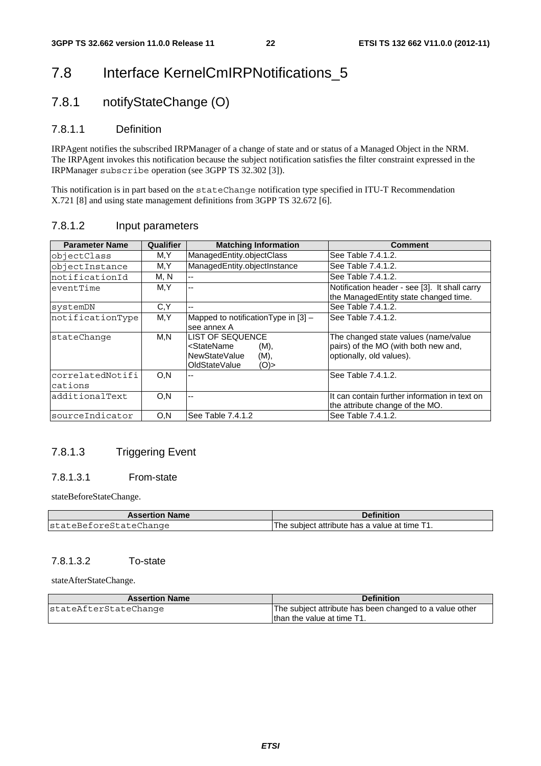# 7.8 Interface KernelCmIRPNotifications_5

## 7.8.1 notifyStateChange (O)

### 7.8.1.1 Definition

IRPAgent notifies the subscribed IRPManager of a change of state and or status of a Managed Object in the NRM. The IRPAgent invokes this notification because the subject notification satisfies the filter constraint expressed in the IRPManager `subscribe` operation (see 3GPP TS 32.302 [3]).

This notification is in part based on the `stateChange` notification type specified in ITU-T Recommendation X.721 [8] and using state management definitions from 3GPP TS 32.672 [6].

### 7.8.1.2 Input parameters

| Parameter Name | Qualifier | Matching Information | Comment |
|---|---|---|---|
| objectClass | M,Y | ManagedEntity.objectClass | See Table 7.4.1.2. |
| objectInstance | M,Y | ManagedEntity.objectInstance | See Table 7.4.1.2. |
| notificationId | M, N | -- | See Table 7.4.1.2. |
| eventTime | M,Y | -- | Notification header - see [3]. It shall carry the ManagedEntity state changed time. |
| systemDN | C,Y | -- | See Table 7.4.1.2. |
| notificationType | M,Y | Mapped to notificationType in [3] – see annex A | See Table 7.4.1.2. |
| stateChange | M,N | LIST OF SEQUENCE <StateName (M), NewStateValue (M), OldStateValue (O)> | The changed state values (name/value pairs) of the MO (with both new and, optionally, old values). |
| correlatedNotifications | O,N | -- | See Table 7.4.1.2. |
| additionalText | O,N | -- | It can contain further information in text on the attribute change of the MO. |
| sourceIndicator | O,N | See Table 7.4.1.2 | See Table 7.4.1.2. |

### 7.8.1.3 Triggering Event

#### 7.8.1.3.1 From-state

stateBeforeStateChange.

| Assertion Name | Definition |
|---|---|
| stateBeforeStateChange | The subject attribute has a value at time T1. |

#### 7.8.1.3.2 To-state

stateAfterStateChange.

| Assertion Name | Definition |
|---|---|
| stateAfterStateChange | The subject attribute has been changed to a value other than the value at time T1. |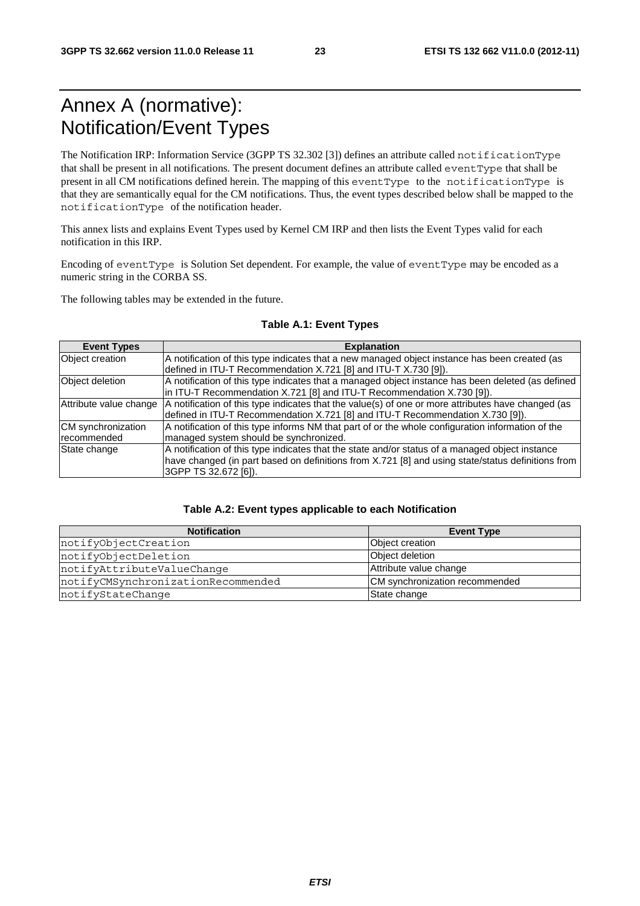# Annex A (normative): Notification/Event Types

The Notification IRP: Information Service (3GPP TS 32.302 [3]) defines an attribute called notificationType that shall be present in all notifications. The present document defines an attribute called eventType that shall be present in all CM notifications defined herein. The mapping of this eventType to the notificationType is that they are semantically equal for the CM notifications. Thus, the event types described below shall be mapped to the notificationType of the notification header.

This annex lists and explains Event Types used by Kernel CM IRP and then lists the Event Types valid for each notification in this IRP.

Encoding of eventType is Solution Set dependent. For example, the value of eventType may be encoded as a numeric string in the CORBA SS.

The following tables may be extended in the future.

**Table A.1: Event Types**

| Event Types | Explanation |
|---|---|
| Object creation | A notification of this type indicates that a new managed object instance has been created (as defined in ITU-T Recommendation X.721 [8] and ITU-T X.730 [9]). |
| Object deletion | A notification of this type indicates that a managed object instance has been deleted (as defined in ITU-T Recommendation X.721 [8] and ITU-T Recommendation X.730 [9]). |
| Attribute value change | A notification of this type indicates that the value(s) of one or more attributes have changed (as defined in ITU-T Recommendation X.721 [8] and ITU-T Recommendation X.730 [9]). |
| CM synchronization recommended | A notification of this type informs NM that part of or the whole configuration information of the managed system should be synchronized. |
| State change | A notification of this type indicates that the state and/or status of a managed object instance have changed (in part based on definitions from X.721 [8] and using state/status definitions from 3GPP TS 32.672 [6]). |

**Table A.2: Event types applicable to each Notification**

| Notification | Event Type |
|---|---|
| notifyObjectCreation | Object creation |
| notifyObjectDeletion | Object deletion |
| notifyAttributeValueChange | Attribute value change |
| notifyCMSynchronizationRecommended | CM synchronization recommended |
| notifyStateChange | State change |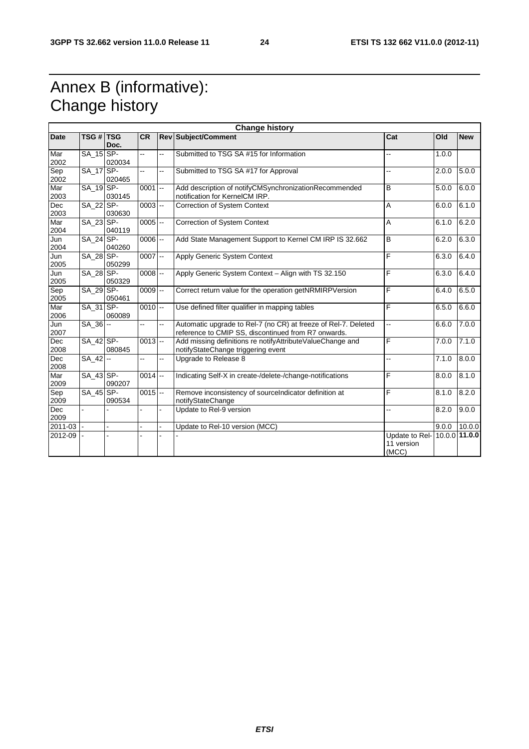# Annex B (informative): Change history

| Change history | | | | | | | | |
|---|---|---|---|---|---|---|---|---|
| **Date** | **TSG #** | **TSG Doc.** | **CR** | **Rev** | **Subject/Comment** | **Cat** | **Old** | **New** |
| Mar 2002 | SA_15 | SP-020034 | -- | -- | Submitted to TSG SA #15 for Information | -- | 1.0.0 | |
| Sep 2002 | SA_17 | SP-020465 | -- | -- | Submitted to TSG SA #17 for Approval | -- | 2.0.0 | 5.0.0 |
| Mar 2003 | SA_19 | SP-030145 | 0001 | -- | Add description of notifyCMSynchronizationRecommended notification for KernelCM IRP. | B | 5.0.0 | 6.0.0 |
| Dec 2003 | SA_22 | SP-030630 | 0003 | -- | Correction of System Context | A | 6.0.0 | 6.1.0 |
| Mar 2004 | SA_23 | SP-040119 | 0005 | -- | Correction of System Context | A | 6.1.0 | 6.2.0 |
| Jun 2004 | SA_24 | SP-040260 | 0006 | -- | Add State Management Support to Kernel CM IRP IS 32.662 | B | 6.2.0 | 6.3.0 |
| Jun 2005 | SA_28 | SP-050299 | 0007 | -- | Apply Generic System Context | F | 6.3.0 | 6.4.0 |
| Jun 2005 | SA_28 | SP-050329 | 0008 | -- | Apply Generic System Context – Align with TS 32.150 | F | 6.3.0 | 6.4.0 |
| Sep 2005 | SA_29 | SP-050461 | 0009 | -- | Correct return value for the operation getNRMIRPVersion | F | 6.4.0 | 6.5.0 |
| Mar 2006 | SA_31 | SP-060089 | 0010 | -- | Use defined filter qualifier in mapping tables | F | 6.5.0 | 6.6.0 |
| Jun 2007 | SA_36 | -- | -- | -- | Automatic upgrade to Rel-7 (no CR) at freeze of Rel-7. Deleted reference to CMIP SS, discontinued from R7 onwards. | -- | 6.6.0 | 7.0.0 |
| Dec 2008 | SA_42 | SP-080845 | 0013 | -- | Add missing definitions re notifyAttributeValueChange and notifyStateChange triggering event | F | 7.0.0 | 7.1.0 |
| Dec 2008 | SA_42 | -- | -- | -- | Upgrade to Release 8 | -- | 7.1.0 | 8.0.0 |
| Mar 2009 | SA_43 | SP-090207 | 0014 | -- | Indicating Self-X in create-/delete-/change-notifications | F | 8.0.0 | 8.1.0 |
| Sep 2009 | SA_45 | SP-090534 | 0015 | -- | Remove inconsistency of sourceIndicator definition at notifyStateChange | F | 8.1.0 | 8.2.0 |
| Dec 2009 | - | - | - | - | Update to Rel-9 version | -- | 8.2.0 | 9.0.0 |
| 2011-03 | - | - | - | - | Update to Rel-10 version (MCC) | | 9.0.0 | 10.0.0 |
| 2012-09 | - | - | - | - | - | Update to Rel-11 version (MCC) | 10.0.0 | **11.0.0** |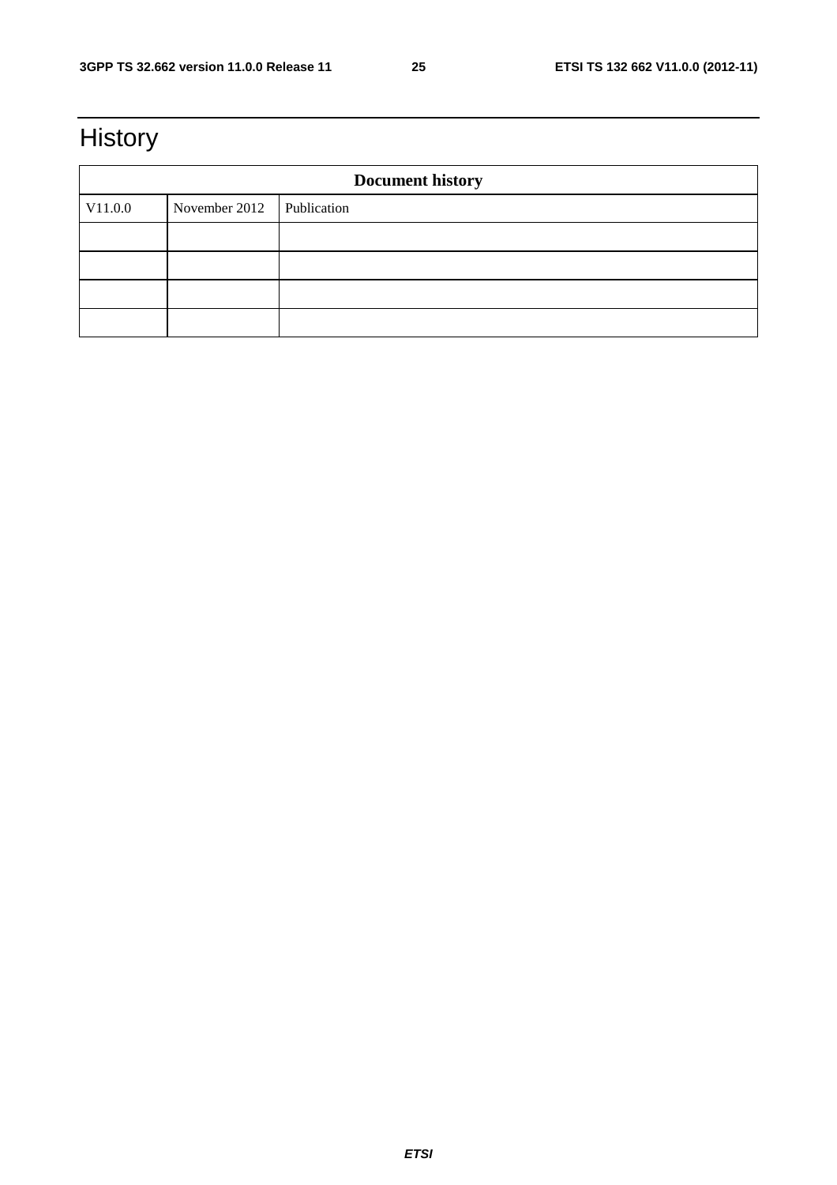# History

| Document history | | |
|---|---|---|
| V11.0.0 | November 2012 | Publication |
| | | |
| | | |
| | | |
| | | |